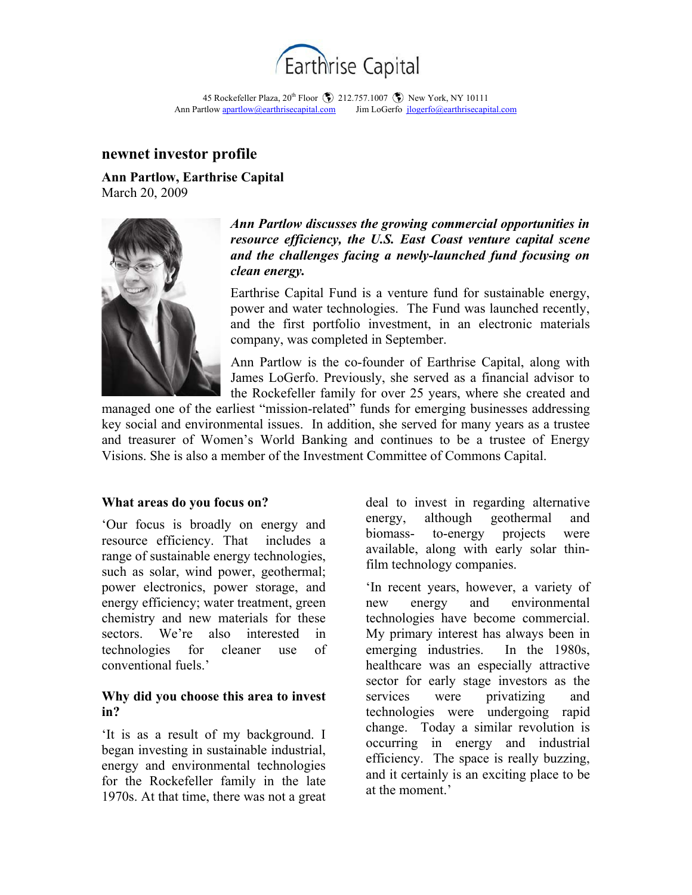Earthrise Capital

45 Rockefeller Plaza, 20th Floor 212.757.1007 New York, NY 10111
Ann Partlow apartlow@earthrisecapital.com Jim LoGerfo jlogerfo@earthrisecapital.com

## newnet investor profile

**Ann Partlow, Earthrise Capital**
March 20, 2009

***Ann Partlow discusses the growing commercial opportunities in resource efficiency, the U.S. East Coast venture capital scene and the challenges facing a newly-launched fund focusing on clean energy.***

Earthrise Capital Fund is a venture fund for sustainable energy, power and water technologies. The Fund was launched recently, and the first portfolio investment, in an electronic materials company, was completed in September.

Ann Partlow is the co-founder of Earthrise Capital, along with James LoGerfo. Previously, she served as a financial advisor to the Rockefeller family for over 25 years, where she created and managed one of the earliest "mission-related" funds for emerging businesses addressing key social and environmental issues. In addition, she served for many years as a trustee and treasurer of Women's World Banking and continues to be a trustee of Energy Visions. She is also a member of the Investment Committee of Commons Capital.

### What areas do you focus on?

'Our focus is broadly on energy and resource efficiency. That includes a range of sustainable energy technologies, such as solar, wind power, geothermal; power electronics, power storage, and energy efficiency; water treatment, green chemistry and new materials for these sectors. We're also interested in technologies for cleaner use of conventional fuels.'

### Why did you choose this area to invest in?

'It is as a result of my background. I began investing in sustainable industrial, energy and environmental technologies for the Rockefeller family in the late 1970s. At that time, there was not a great deal to invest in regarding alternative energy, although geothermal and biomass- to-energy projects were available, along with early solar thin-film technology companies.

'In recent years, however, a variety of new energy and environmental technologies have become commercial. My primary interest has always been in emerging industries. In the 1980s, healthcare was an especially attractive sector for early stage investors as the services were privatizing and technologies were undergoing rapid change. Today a similar revolution is occurring in energy and industrial efficiency. The space is really buzzing, and it certainly is an exciting place to be at the moment.'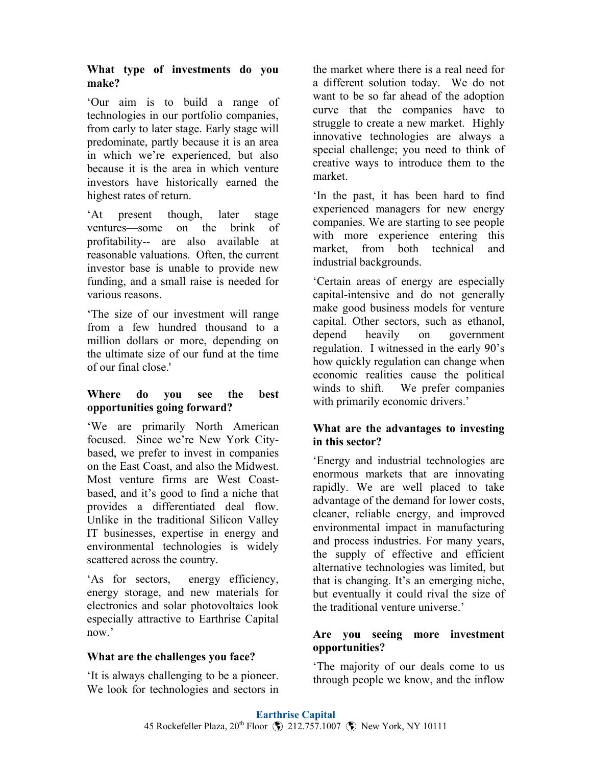**What type of investments do you make?**

'Our aim is to build a range of technologies in our portfolio companies, from early to later stage. Early stage will predominate, partly because it is an area in which we're experienced, but also because it is the area in which venture investors have historically earned the highest rates of return.

'At present though, later stage ventures—some on the brink of profitability-- are also available at reasonable valuations. Often, the current investor base is unable to provide new funding, and a small raise is needed for various reasons.

'The size of our investment will range from a few hundred thousand to a million dollars or more, depending on the ultimate size of our fund at the time of our final close.'

**Where do you see the best opportunities going forward?**

'We are primarily North American focused. Since we're New York City-based, we prefer to invest in companies on the East Coast, and also the Midwest. Most venture firms are West Coast-based, and it's good to find a niche that provides a differentiated deal flow. Unlike in the traditional Silicon Valley IT businesses, expertise in energy and environmental technologies is widely scattered across the country.

'As for sectors, energy efficiency, energy storage, and new materials for electronics and solar photovoltaics look especially attractive to Earthrise Capital now.'

**What are the challenges you face?**

'It is always challenging to be a pioneer. We look for technologies and sectors in the market where there is a real need for a different solution today. We do not want to be so far ahead of the adoption curve that the companies have to struggle to create a new market. Highly innovative technologies are always a special challenge; you need to think of creative ways to introduce them to the market.

'In the past, it has been hard to find experienced managers for new energy companies. We are starting to see people with more experience entering this market, from both technical and industrial backgrounds.

'Certain areas of energy are especially capital-intensive and do not generally make good business models for venture capital. Other sectors, such as ethanol, depend heavily on government regulation. I witnessed in the early 90's how quickly regulation can change when economic realities cause the political winds to shift. We prefer companies with primarily economic drivers.'

**What are the advantages to investing in this sector?**

'Energy and industrial technologies are enormous markets that are innovating rapidly. We are well placed to take advantage of the demand for lower costs, cleaner, reliable energy, and improved environmental impact in manufacturing and process industries. For many years, the supply of effective and efficient alternative technologies was limited, but that is changing. It's an emerging niche, but eventually it could rival the size of the traditional venture universe.'

**Are you seeing more investment opportunities?**

'The majority of our deals come to us through people we know, and the inflow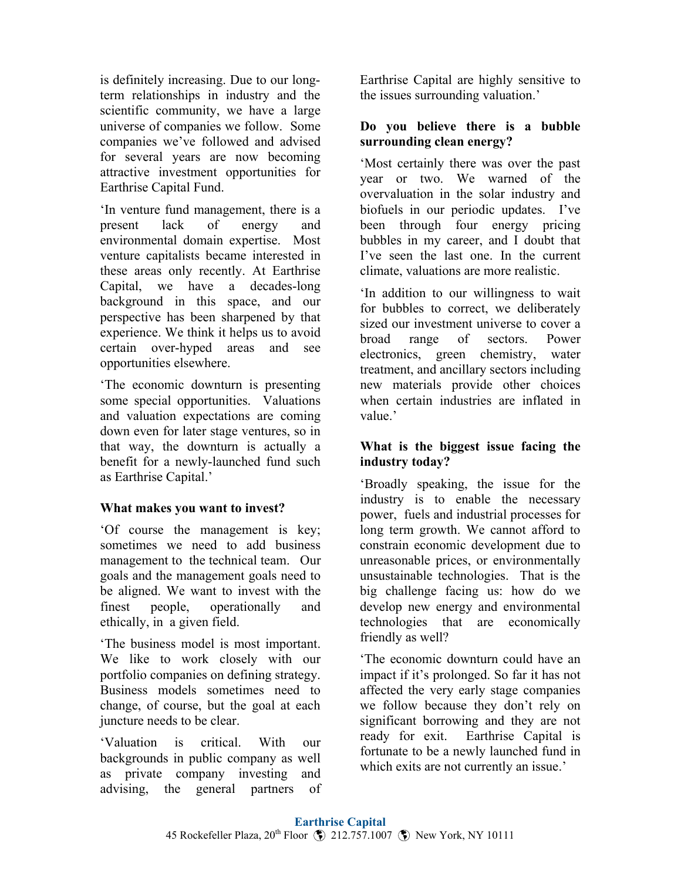is definitely increasing. Due to our long-term relationships in industry and the scientific community, we have a large universe of companies we follow. Some companies we've followed and advised for several years are now becoming attractive investment opportunities for Earthrise Capital Fund.

'In venture fund management, there is a present lack of energy and environmental domain expertise. Most venture capitalists became interested in these areas only recently. At Earthrise Capital, we have a decades-long background in this space, and our perspective has been sharpened by that experience. We think it helps us to avoid certain over-hyped areas and see opportunities elsewhere.

'The economic downturn is presenting some special opportunities. Valuations and valuation expectations are coming down even for later stage ventures, so in that way, the downturn is actually a benefit for a newly-launched fund such as Earthrise Capital.'

**What makes you want to invest?**

'Of course the management is key; sometimes we need to add business management to the technical team. Our goals and the management goals need to be aligned. We want to invest with the finest people, operationally and ethically, in a given field.

'The business model is most important. We like to work closely with our portfolio companies on defining strategy. Business models sometimes need to change, of course, but the goal at each juncture needs to be clear.

'Valuation is critical. With our backgrounds in public company as well as private company investing and advising, the general partners of Earthrise Capital are highly sensitive to the issues surrounding valuation.'

**Do you believe there is a bubble surrounding clean energy?**

'Most certainly there was over the past year or two. We warned of the overvaluation in the solar industry and biofuels in our periodic updates. I've been through four energy pricing bubbles in my career, and I doubt that I've seen the last one. In the current climate, valuations are more realistic.

'In addition to our willingness to wait for bubbles to correct, we deliberately sized our investment universe to cover a broad range of sectors. Power electronics, green chemistry, water treatment, and ancillary sectors including new materials provide other choices when certain industries are inflated in value.'

**What is the biggest issue facing the industry today?**

'Broadly speaking, the issue for the industry is to enable the necessary power, fuels and industrial processes for long term growth. We cannot afford to constrain economic development due to unreasonable prices, or environmentally unsustainable technologies. That is the big challenge facing us: how do we develop new energy and environmental technologies that are economically friendly as well?

'The economic downturn could have an impact if it's prolonged. So far it has not affected the very early stage companies we follow because they don't rely on significant borrowing and they are not ready for exit. Earthrise Capital is fortunate to be a newly launched fund in which exits are not currently an issue.'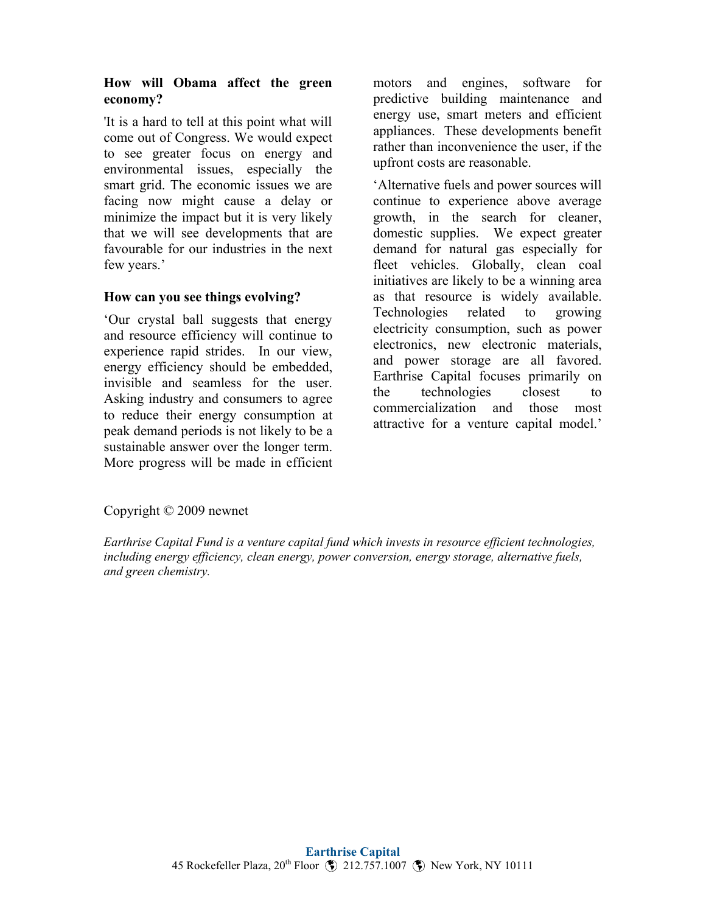**How will Obama affect the green economy?**

'It is a hard to tell at this point what will come out of Congress. We would expect to see greater focus on energy and environmental issues, especially the smart grid. The economic issues we are facing now might cause a delay or minimize the impact but it is very likely that we will see developments that are favourable for our industries in the next few years.'

**How can you see things evolving?**

'Our crystal ball suggests that energy and resource efficiency will continue to experience rapid strides. In our view, energy efficiency should be embedded, invisible and seamless for the user. Asking industry and consumers to agree to reduce their energy consumption at peak demand periods is not likely to be a sustainable answer over the longer term. More progress will be made in efficient motors and engines, software for predictive building maintenance and energy use, smart meters and efficient appliances. These developments benefit rather than inconvenience the user, if the upfront costs are reasonable.

'Alternative fuels and power sources will continue to experience above average growth, in the search for cleaner, domestic supplies. We expect greater demand for natural gas especially for fleet vehicles. Globally, clean coal initiatives are likely to be a winning area as that resource is widely available. Technologies related to growing electricity consumption, such as power electronics, new electronic materials, and power storage are all favored. Earthrise Capital focuses primarily on the technologies closest to commercialization and those most attractive for a venture capital model.'

Copyright © 2009 newnet

*Earthrise Capital Fund is a venture capital fund which invests in resource efficient technologies, including energy efficiency, clean energy, power conversion, energy storage, alternative fuels, and green chemistry.*

**Earthrise Capital**
45 Rockefeller Plaza, 20th Floor · 212.757.1007 · New York, NY 10111